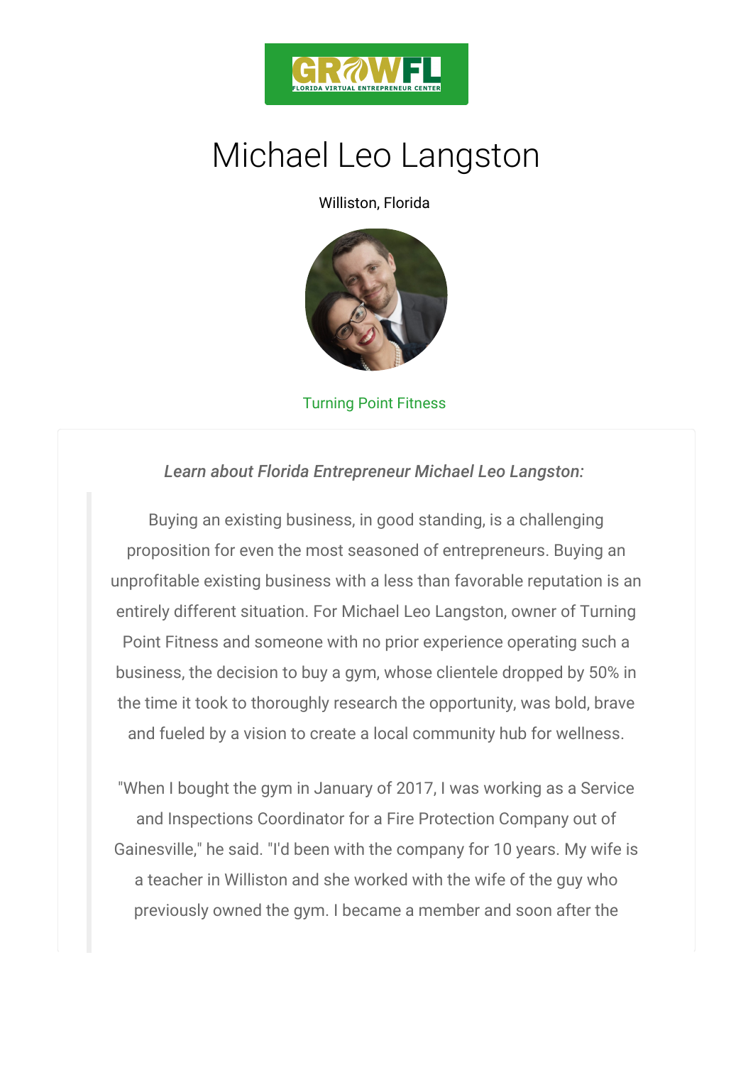GROWFL
FLORIDA VIRTUAL ENTREPRENEUR CENTER

# Michael Leo Langston

Williston, Florida

Turning Point Fitness

*Learn about Florida Entrepreneur Michael Leo Langston:*

> Buying an existing business, in good standing, is a challenging proposition for even the most seasoned of entrepreneurs. Buying an unprofitable existing business with a less than favorable reputation is an entirely different situation. For Michael Leo Langston, owner of Turning Point Fitness and someone with no prior experience operating such a business, the decision to buy a gym, whose clientele dropped by 50% in the time it took to thoroughly research the opportunity, was bold, brave and fueled by a vision to create a local community hub for wellness.
>
> "When I bought the gym in January of 2017, I was working as a Service and Inspections Coordinator for a Fire Protection Company out of Gainesville," he said. "I'd been with the company for 10 years. My wife is a teacher in Williston and she worked with the wife of the guy who previously owned the gym. I became a member and soon after the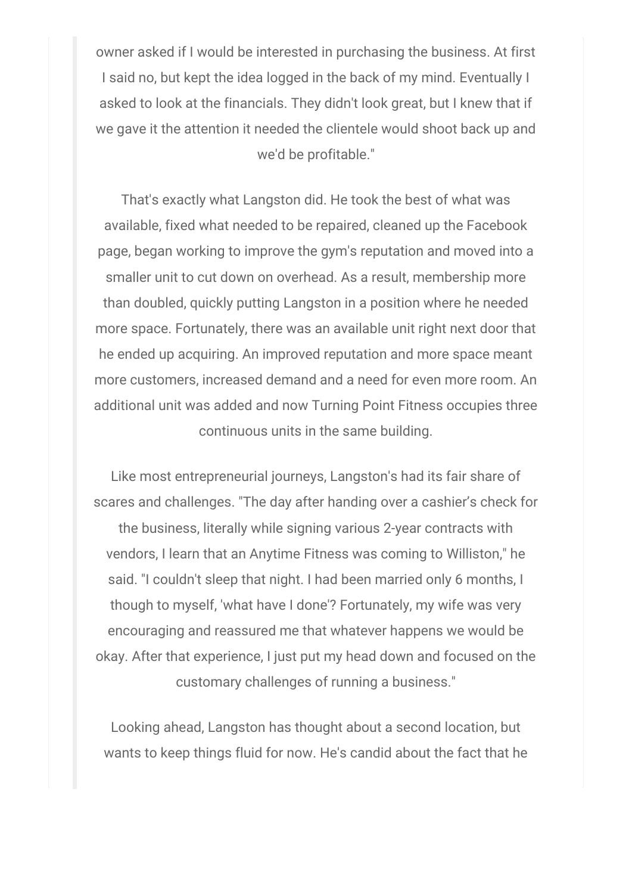owner asked if I would be interested in purchasing the business. At first I said no, but kept the idea logged in the back of my mind. Eventually I asked to look at the financials. They didn't look great, but I knew that if we gave it the attention it needed the clientele would shoot back up and we'd be profitable."

That's exactly what Langston did. He took the best of what was available, fixed what needed to be repaired, cleaned up the Facebook page, began working to improve the gym's reputation and moved into a smaller unit to cut down on overhead. As a result, membership more than doubled, quickly putting Langston in a position where he needed more space. Fortunately, there was an available unit right next door that he ended up acquiring. An improved reputation and more space meant more customers, increased demand and a need for even more room. An additional unit was added and now Turning Point Fitness occupies three continuous units in the same building.

Like most entrepreneurial journeys, Langston's had its fair share of scares and challenges. "The day after handing over a cashier's check for the business, literally while signing various 2-year contracts with vendors, I learn that an Anytime Fitness was coming to Williston," he said. "I couldn't sleep that night. I had been married only 6 months, I though to myself, 'what have I done'? Fortunately, my wife was very encouraging and reassured me that whatever happens we would be okay. After that experience, I just put my head down and focused on the customary challenges of running a business."

Looking ahead, Langston has thought about a second location, but wants to keep things fluid for now. He's candid about the fact that he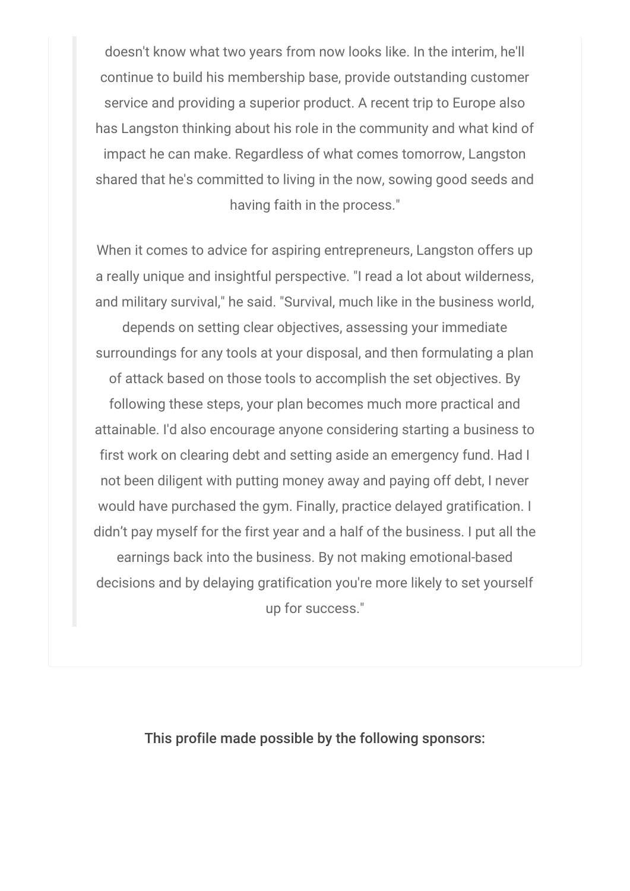> doesn't know what two years from now looks like. In the interim, he'll continue to build his membership base, provide outstanding customer service and providing a superior product. A recent trip to Europe also has Langston thinking about his role in the community and what kind of impact he can make. Regardless of what comes tomorrow, Langston shared that he's committed to living in the now, sowing good seeds and having faith in the process."
>
> When it comes to advice for aspiring entrepreneurs, Langston offers up a really unique and insightful perspective. "I read a lot about wilderness, and military survival," he said. "Survival, much like in the business world, depends on setting clear objectives, assessing your immediate surroundings for any tools at your disposal, and then formulating a plan of attack based on those tools to accomplish the set objectives. By following these steps, your plan becomes much more practical and attainable. I'd also encourage anyone considering starting a business to first work on clearing debt and setting aside an emergency fund. Had I not been diligent with putting money away and paying off debt, I never would have purchased the gym. Finally, practice delayed gratification. I didn't pay myself for the first year and a half of the business. I put all the earnings back into the business. By not making emotional-based decisions and by delaying gratification you're more likely to set yourself up for success."

This profile made possible by the following sponsors: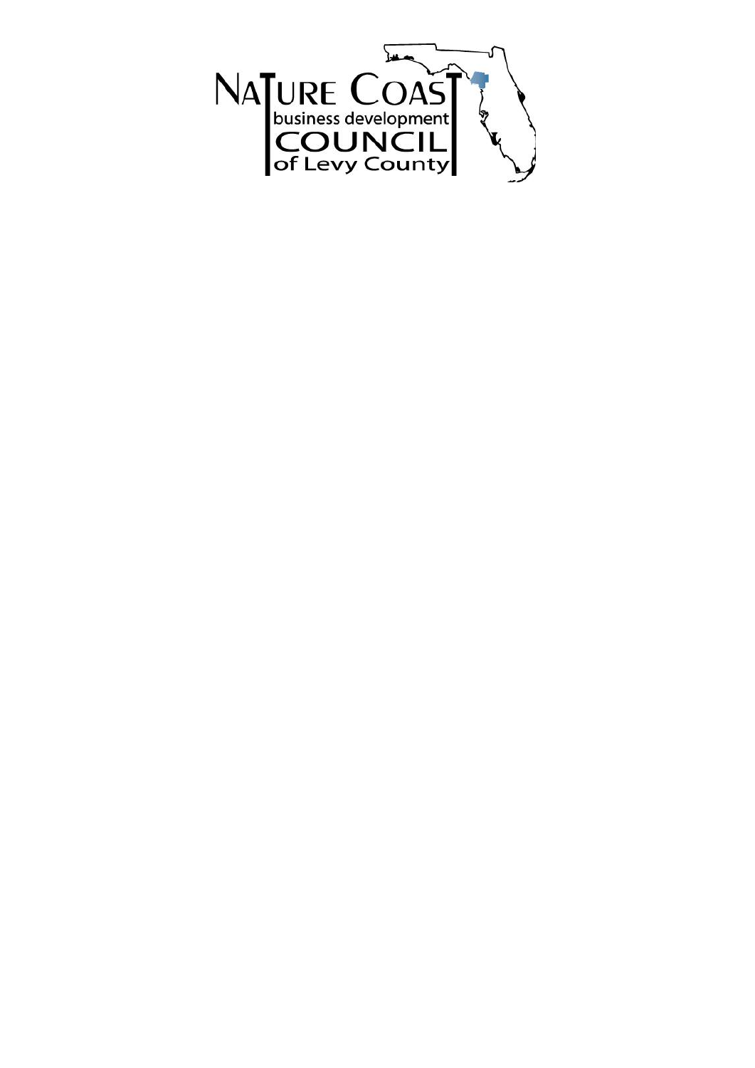NATURE COAST
business development
COUNCIL
of Levy County